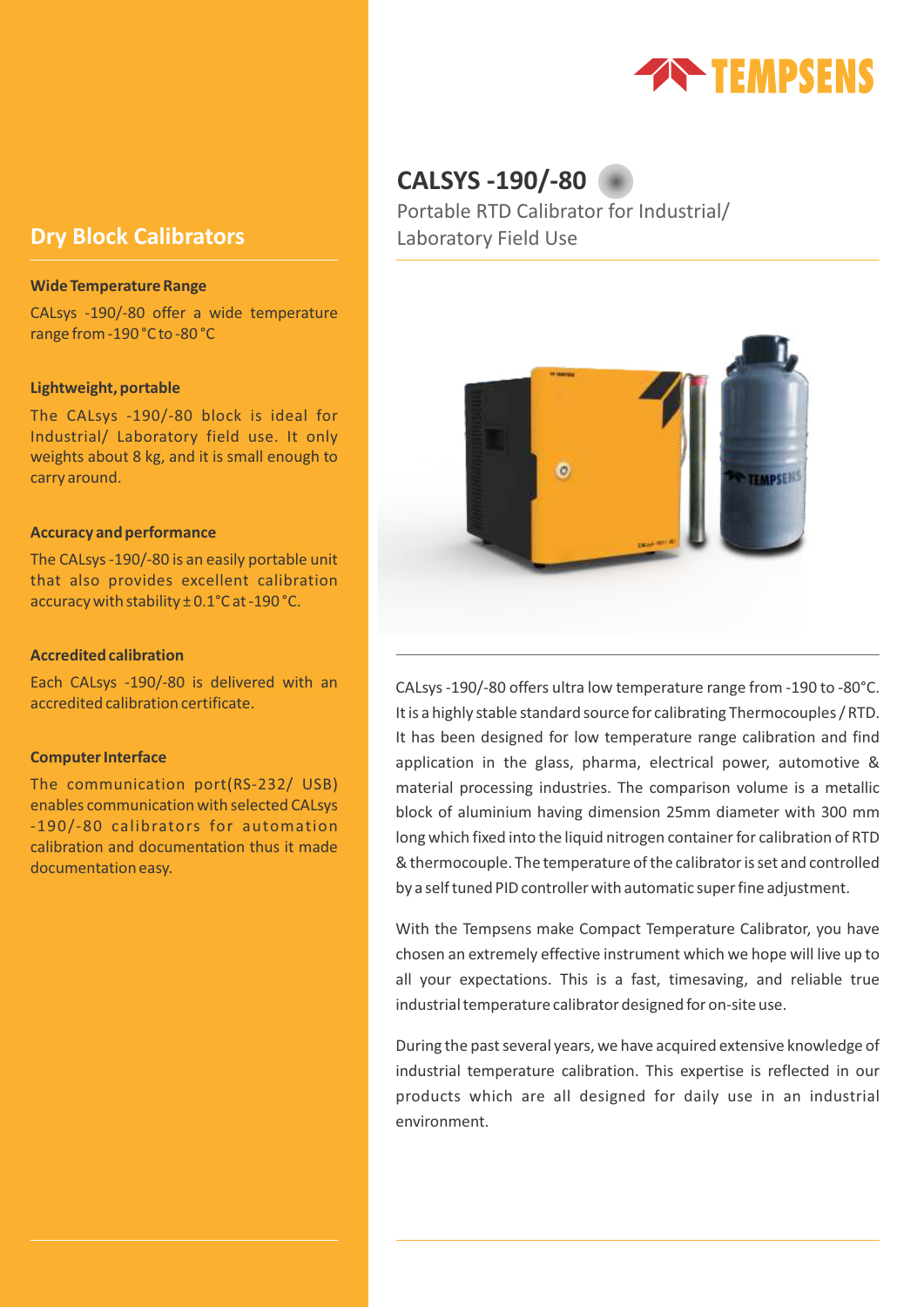# CALSYS -190/-80

Portable RTD Calibrator for Industrial/ Laboratory Field Use

CALsys -190/-80 offers ultra low temperature range from -190 to -80°C. It is a highly stable standard source for calibrating Thermocouples / RTD. It has been designed for low temperature range calibration and find application in the glass, pharma, electrical power, automotive & material processing industries. The comparison volume is a metallic block of aluminium having dimension 25mm diameter with 300 mm long which fixed into the liquid nitrogen container for calibration of RTD & thermocouple. The temperature of the calibrator is set and controlled by a self tuned PID controller with automatic super fine adjustment.

With the Tempsens make Compact Temperature Calibrator, you have chosen an extremely effective instrument which we hope will live up to all your expectations. This is a fast, timesaving, and reliable true industrial temperature calibrator designed for on-site use.

During the past several years, we have acquired extensive knowledge of industrial temperature calibration. This expertise is reflected in our products which are all designed for daily use in an industrial environment.

## Dry Block Calibrators

**Wide Temperature Range**

CALsys -190/-80 offer a wide temperature range from -190 °C to -80 °C

**Lightweight, portable**

The CALsys -190/-80 block is ideal for Industrial/ Laboratory field use. It only weights about 8 kg, and it is small enough to carry around.

**Accuracy and performance**

The CALsys -190/-80 is an easily portable unit that also provides excellent calibration accuracy with stability ± 0.1°C at -190 °C.

**Accredited calibration**

Each CALsys -190/-80 is delivered with an accredited calibration certificate.

**Computer Interface**

The communication port(RS-232/ USB) enables communication with selected CALsys -190/-80 calibrators for automation calibration and documentation thus it made documentation easy.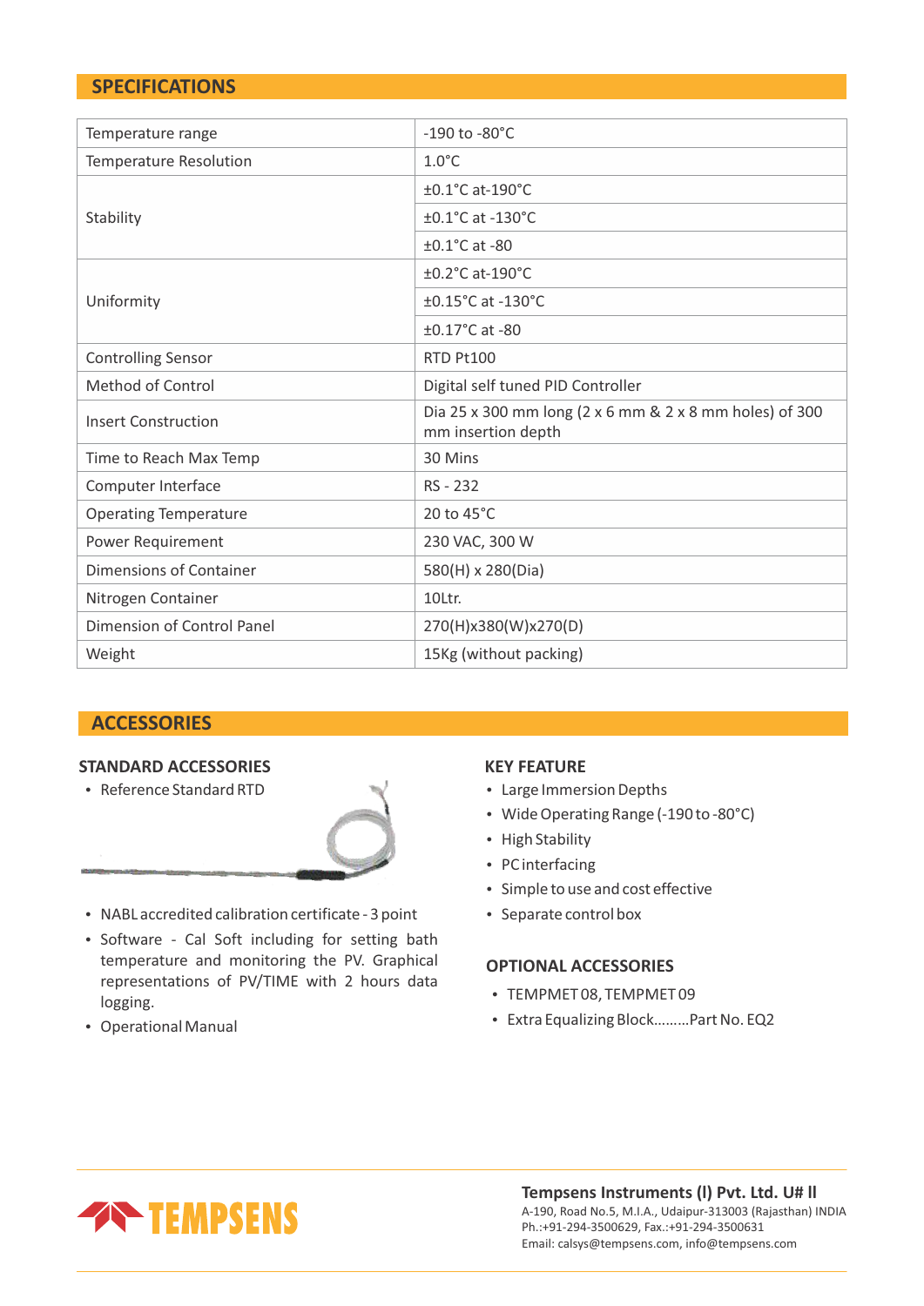## SPECIFICATIONS

| | |
|---|---|
| Temperature range | -190 to -80°C |
| Temperature Resolution | 1.0°C |
| Stability | ±0.1°C at-190°C |
| | ±0.1°C at -130°C |
| | ±0.1°C at -80 |
| Uniformity | ±0.2°C at-190°C |
| | ±0.15°C at -130°C |
| | ±0.17°C at -80 |
| Controlling Sensor | RTD Pt100 |
| Method of Control | Digital self tuned PID Controller |
| Insert Construction | Dia 25 x 300 mm long (2 x 6 mm & 2 x 8 mm holes) of 300 mm insertion depth |
| Time to Reach Max Temp | 30 Mins |
| Computer Interface | RS - 232 |
| Operating Temperature | 20 to 45°C |
| Power Requirement | 230 VAC, 300 W |
| Dimensions of Container | 580(H) x 280(Dia) |
| Nitrogen Container | 10Ltr. |
| Dimension of Control Panel | 270(H)x380(W)x270(D) |
| Weight | 15Kg (without packing) |

## ACCESSORIES

### STANDARD ACCESSORIES

- Reference Standard RTD
- NABL accredited calibration certificate - 3 point
- Software - Cal Soft including for setting bath temperature and monitoring the PV. Graphical representations of PV/TIME with 2 hours data logging.
- Operational Manual

### KEY FEATURE

- Large Immersion Depths
- Wide Operating Range (-190 to -80°C)
- High Stability
- PC interfacing
- Simple to use and cost effective
- Separate control box

### OPTIONAL ACCESSORIES

- TEMPMET 08, TEMPMET 09
- Extra Equalizing Block.........Part No. EQ2

TEMPSENS

**Tempsens Instruments (I) Pvt. Ltd. U# II**
A-190, Road No.5, M.I.A., Udaipur-313003 (Rajasthan) INDIA
Ph.:+91-294-3500629, Fax.:+91-294-3500631
Email: calsys@tempsens.com, info@tempsens.com